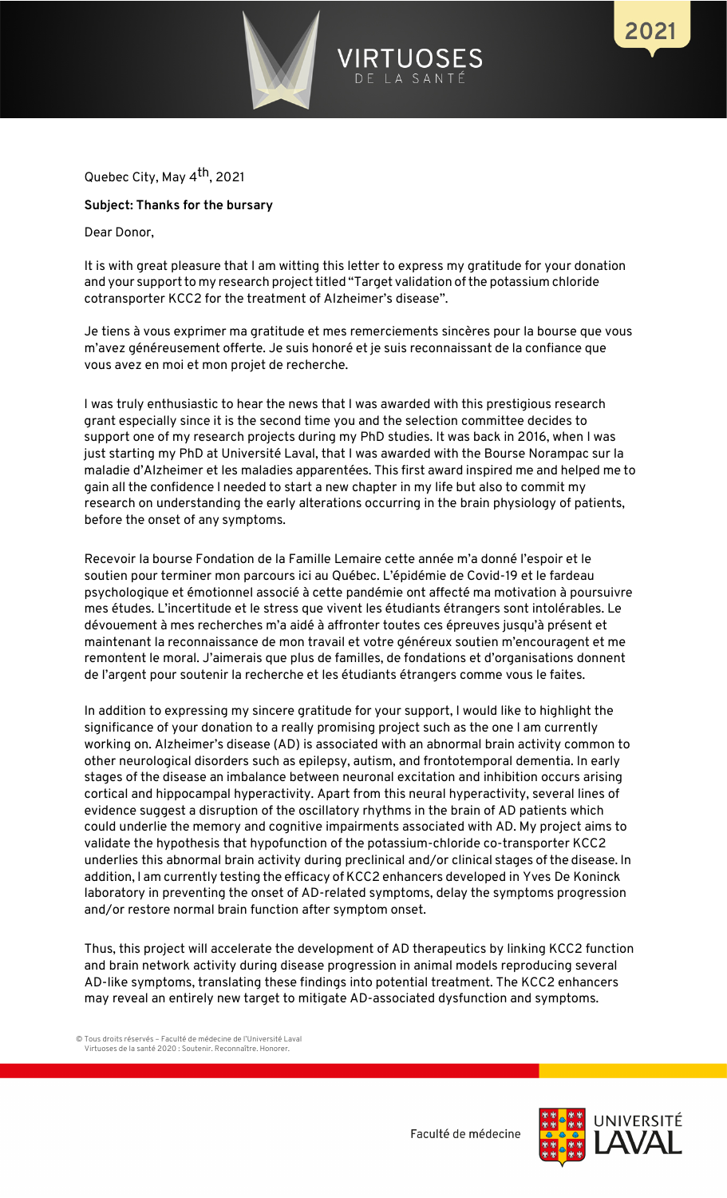Quebec City, May 4th, 2021

**Subject: Thanks for the bursary**

Dear Donor,

It is with great pleasure that I am witting this letter to express my gratitude for your donation and your support to my research project titled "Target validation of the potassium chloride cotransporter KCC2 for the treatment of Alzheimer's disease".

Je tiens à vous exprimer ma gratitude et mes remerciements sincères pour la bourse que vous m'avez généreusement offerte. Je suis honoré et je suis reconnaissant de la confiance que vous avez en moi et mon projet de recherche.

I was truly enthusiastic to hear the news that I was awarded with this prestigious research grant especially since it is the second time you and the selection committee decides to support one of my research projects during my PhD studies. It was back in 2016, when I was just starting my PhD at Université Laval, that I was awarded with the Bourse Norampac sur la maladie d'Alzheimer et les maladies apparentées. This first award inspired me and helped me to gain all the confidence I needed to start a new chapter in my life but also to commit my research on understanding the early alterations occurring in the brain physiology of patients, before the onset of any symptoms.

Recevoir la bourse Fondation de la Famille Lemaire cette année m'a donné l'espoir et le soutien pour terminer mon parcours ici au Québec. L'épidémie de Covid-19 et le fardeau psychologique et émotionnel associé à cette pandémie ont affecté ma motivation à poursuivre mes études. L'incertitude et le stress que vivent les étudiants étrangers sont intolérables. Le dévouement à mes recherches m'a aidé à affronter toutes ces épreuves jusqu'à présent et maintenant la reconnaissance de mon travail et votre généreux soutien m'encouragent et me remontent le moral. J'aimerais que plus de familles, de fondations et d'organisations donnent de l'argent pour soutenir la recherche et les étudiants étrangers comme vous le faites.

In addition to expressing my sincere gratitude for your support, I would like to highlight the significance of your donation to a really promising project such as the one I am currently working on. Alzheimer's disease (AD) is associated with an abnormal brain activity common to other neurological disorders such as epilepsy, autism, and frontotemporal dementia. In early stages of the disease an imbalance between neuronal excitation and inhibition occurs arising cortical and hippocampal hyperactivity. Apart from this neural hyperactivity, several lines of evidence suggest a disruption of the oscillatory rhythms in the brain of AD patients which could underlie the memory and cognitive impairments associated with AD. My project aims to validate the hypothesis that hypofunction of the potassium-chloride co-transporter KCC2 underlies this abnormal brain activity during preclinical and/or clinical stages of the disease. In addition, I am currently testing the efficacy of KCC2 enhancers developed in Yves De Koninck laboratory in preventing the onset of AD-related symptoms, delay the symptoms progression and/or restore normal brain function after symptom onset.

Thus, this project will accelerate the development of AD therapeutics by linking KCC2 function and brain network activity during disease progression in animal models reproducing several AD-like symptoms, translating these findings into potential treatment. The KCC2 enhancers may reveal an entirely new target to mitigate AD-associated dysfunction and symptoms.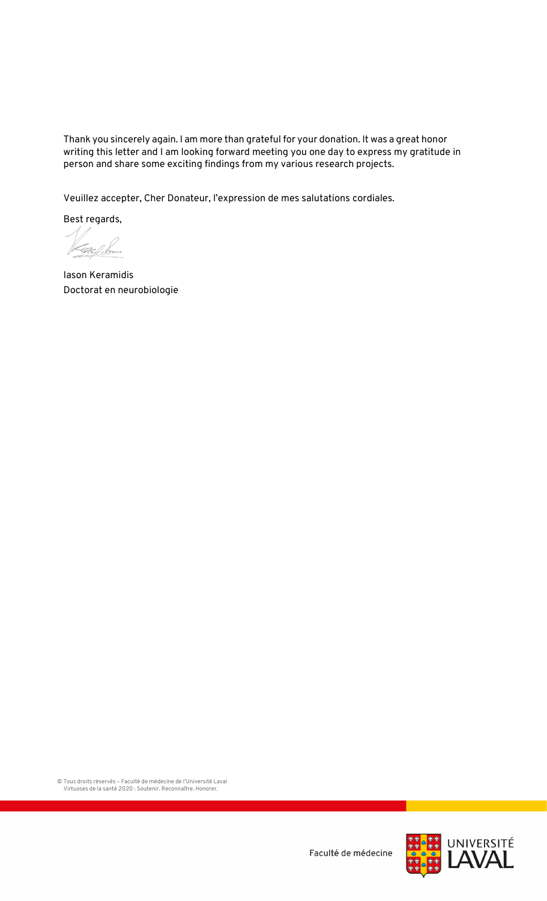Thank you sincerely again. I am more than grateful for your donation. It was a great honor writing this letter and I am looking forward meeting you one day to express my gratitude in person and share some exciting findings from my various research projects.

Veuillez accepter, Cher Donateur, l'expression de mes salutations cordiales.

Best regards,

Iason Keramidis
Doctorat en neurobiologie

© Tous droits réservés – Faculté de médecine de l'Université Laval
Virtuoses de la santé 2020 : Soutenir. Reconnaître. Honorer.

Faculté de médecine

UNIVERSITÉ LAVAL